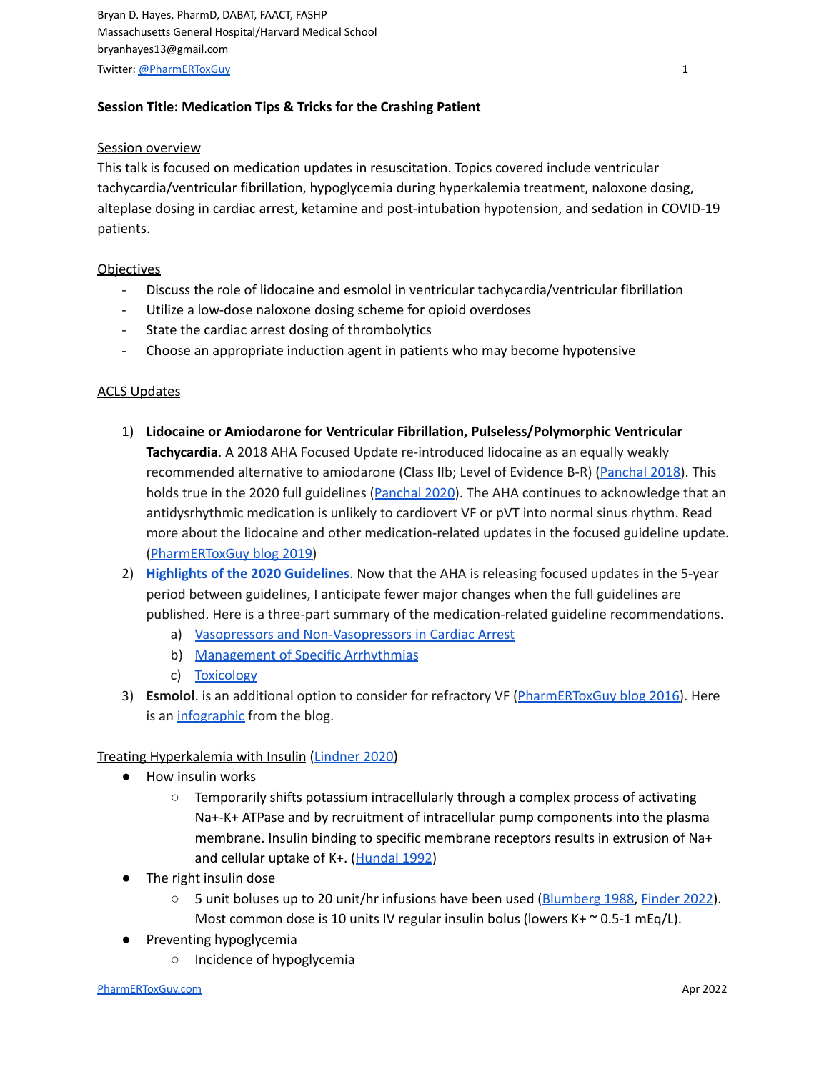Bryan D. Hayes, PharmD, DABAT, FAACT, FASHP
Massachusetts General Hospital/Harvard Medical School
bryanhayes13@gmail.com
Twitter: @PharmERToxGuy

**Session Title: Medication Tips & Tricks for the Crashing Patient**

## Session overview

This talk is focused on medication updates in resuscitation. Topics covered include ventricular tachycardia/ventricular fibrillation, hypoglycemia during hyperkalemia treatment, naloxone dosing, alteplase dosing in cardiac arrest, ketamine and post-intubation hypotension, and sedation in COVID-19 patients.

## Objectives

- Discuss the role of lidocaine and esmolol in ventricular tachycardia/ventricular fibrillation
- Utilize a low-dose naloxone dosing scheme for opioid overdoses
- State the cardiac arrest dosing of thrombolytics
- Choose an appropriate induction agent in patients who may become hypotensive

## ACLS Updates

1) **Lidocaine or Amiodarone for Ventricular Fibrillation, Pulseless/Polymorphic Ventricular Tachycardia**. A 2018 AHA Focused Update re-introduced lidocaine as an equally weakly recommended alternative to amiodarone (Class IIb; Level of Evidence B-R) (Panchal 2018). This holds true in the 2020 full guidelines (Panchal 2020). The AHA continues to acknowledge that an antidysrhythmic medication is unlikely to cardiovert VF or pVT into normal sinus rhythm. Read more about the lidocaine and other medication-related updates in the focused guideline update. (PharmERToxGuy blog 2019)
2) **Highlights of the 2020 Guidelines**. Now that the AHA is releasing focused updates in the 5-year period between guidelines, I anticipate fewer major changes when the full guidelines are published. Here is a three-part summary of the medication-related guideline recommendations.
    a) Vasopressors and Non-Vasopressors in Cardiac Arrest
    b) Management of Specific Arrhythmias
    c) Toxicology
3) **Esmolol**. is an additional option to consider for refractory VF (PharmERToxGuy blog 2016). Here is an infographic from the blog.

## Treating Hyperkalemia with Insulin (Lindner 2020)

- How insulin works
    - Temporarily shifts potassium intracellularly through a complex process of activating $Na^+$-$K^+$ ATPase and by recruitment of intracellular pump components into the plasma membrane. Insulin binding to specific membrane receptors results in extrusion of $Na^+$ and cellular uptake of $K^+$. (Hundal 1992)
- The right insulin dose
    - 5 unit boluses up to 20 unit/hr infusions have been used (Blumberg 1988, Finder 2022). Most common dose is 10 units IV regular insulin bolus (lowers $K^+$ ~ 0.5-1 mEq/L).
- Preventing hypoglycemia
    - Incidence of hypoglycemia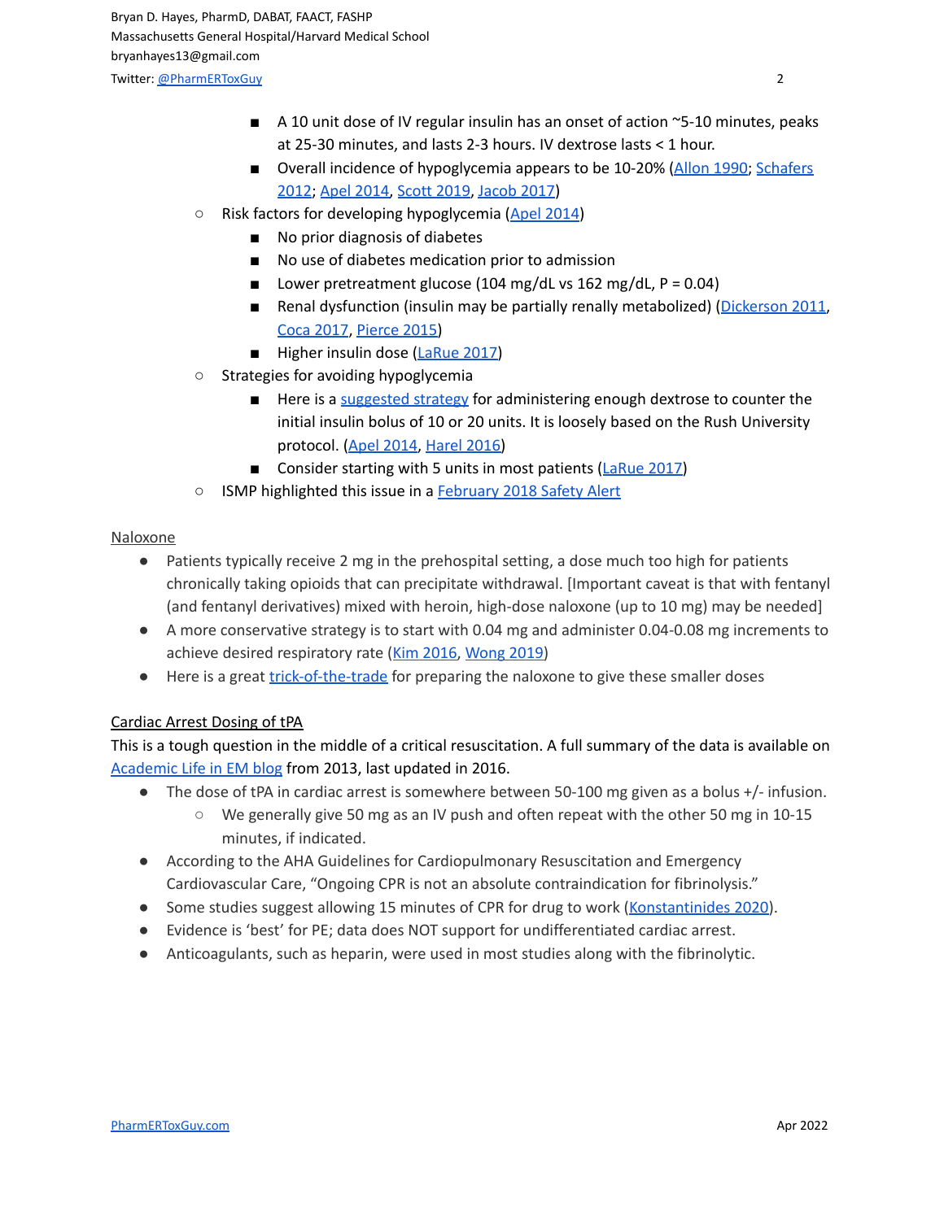- A 10 unit dose of IV regular insulin has an onset of action ~5-10 minutes, peaks at 25-30 minutes, and lasts 2-3 hours. IV dextrose lasts < 1 hour.
        - Overall incidence of hypoglycemia appears to be 10-20% (Allon 1990; Schafers 2012; Apel 2014, Scott 2019, Jacob 2017)
    - Risk factors for developing hypoglycemia (Apel 2014)
        - No prior diagnosis of diabetes
        - No use of diabetes medication prior to admission
        - Lower pretreatment glucose (104 mg/dL vs 162 mg/dL, P = 0.04)
        - Renal dysfunction (insulin may be partially renally metabolized) (Dickerson 2011, Coca 2017, Pierce 2015)
        - Higher insulin dose (LaRue 2017)
    - Strategies for avoiding hypoglycemia
        - Here is a suggested strategy for administering enough dextrose to counter the initial insulin bolus of 10 or 20 units. It is loosely based on the Rush University protocol. (Apel 2014, Harel 2016)
        - Consider starting with 5 units in most patients (LaRue 2017)
    - ISMP highlighted this issue in a February 2018 Safety Alert

## Naloxone

- Patients typically receive 2 mg in the prehospital setting, a dose much too high for patients chronically taking opioids that can precipitate withdrawal. [Important caveat is that with fentanyl (and fentanyl derivatives) mixed with heroin, high-dose naloxone (up to 10 mg) may be needed]
- A more conservative strategy is to start with 0.04 mg and administer 0.04-0.08 mg increments to achieve desired respiratory rate (Kim 2016, Wong 2019)
- Here is a great trick-of-the-trade for preparing the naloxone to give these smaller doses

## Cardiac Arrest Dosing of tPA

This is a tough question in the middle of a critical resuscitation. A full summary of the data is available on Academic Life in EM blog from 2013, last updated in 2016.

- The dose of tPA in cardiac arrest is somewhere between 50-100 mg given as a bolus +/- infusion.
    - We generally give 50 mg as an IV push and often repeat with the other 50 mg in 10-15 minutes, if indicated.
- According to the AHA Guidelines for Cardiopulmonary Resuscitation and Emergency Cardiovascular Care, "Ongoing CPR is not an absolute contraindication for fibrinolysis."
- Some studies suggest allowing 15 minutes of CPR for drug to work (Konstantinides 2020).
- Evidence is 'best' for PE; data does NOT support for undifferentiated cardiac arrest.
- Anticoagulants, such as heparin, were used in most studies along with the fibrinolytic.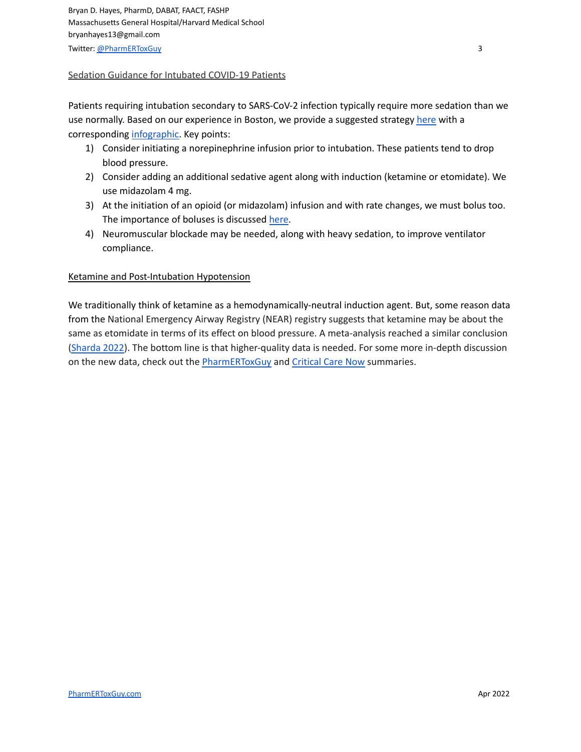## Sedation Guidance for Intubated COVID-19 Patients

Patients requiring intubation secondary to SARS-CoV-2 infection typically require more sedation than we use normally. Based on our experience in Boston, we provide a suggested strategy here with a corresponding infographic. Key points:

1) Consider initiating a norepinephrine infusion prior to intubation. These patients tend to drop blood pressure.
2) Consider adding an additional sedative agent along with induction (ketamine or etomidate). We use midazolam 4 mg.
3) At the initiation of an opioid (or midazolam) infusion and with rate changes, we must bolus too. The importance of boluses is discussed here.
4) Neuromuscular blockade may be needed, along with heavy sedation, to improve ventilator compliance.

## Ketamine and Post-Intubation Hypotension

We traditionally think of ketamine as a hemodynamically-neutral induction agent. But, some reason data from the National Emergency Airway Registry (NEAR) registry suggests that ketamine may be about the same as etomidate in terms of its effect on blood pressure. A meta-analysis reached a similar conclusion (Sharda 2022). The bottom line is that higher-quality data is needed. For some more in-depth discussion on the new data, check out the PharmERToxGuy and Critical Care Now summaries.